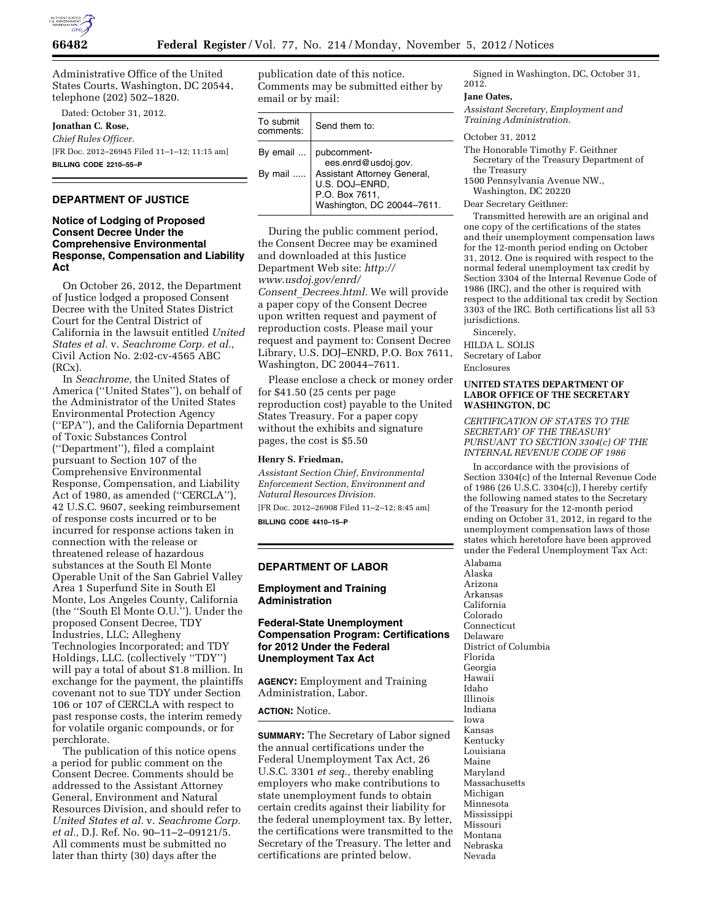Administrative Office of the United States Courts, Washington, DC 20544, telephone (202) 502–1820.

Dated: October 31, 2012.

**Jonathan C. Rose,**

*Chief Rules Officer.*

[FR Doc. 2012–26945 Filed 11–1–12; 11:15 am]

**BILLING CODE 2210–55–P**

## DEPARTMENT OF JUSTICE

### Notice of Lodging of Proposed Consent Decree Under the Comprehensive Environmental Response, Compensation and Liability Act

On October 26, 2012, the Department of Justice lodged a proposed Consent Decree with the United States District Court for the Central District of California in the lawsuit entitled *United States et al.* v. *Seachrome Corp. et al.,* Civil Action No. 2:02-cv-4565 ABC (RCx).

In *Seachrome,* the United States of America (''United States''), on behalf of the Administrator of the United States Environmental Protection Agency (''EPA''), and the California Department of Toxic Substances Control (''Department''), filed a complaint pursuant to Section 107 of the Comprehensive Environmental Response, Compensation, and Liability Act of 1980, as amended (''CERCLA''), 42 U.S.C. 9607, seeking reimbursement of response costs incurred or to be incurred for response actions taken in connection with the release or threatened release of hazardous substances at the South El Monte Operable Unit of the San Gabriel Valley Area 1 Superfund Site in South El Monte, Los Angeles County, California (the ''South El Monte O.U.''). Under the proposed Consent Decree, TDY Industries, LLC; Allegheny Technologies Incorporated; and TDY Holdings, LLC. (collectively ''TDY'') will pay a total of about $1.8 million. In exchange for the payment, the plaintiffs covenant not to sue TDY under Section 106 or 107 of CERCLA with respect to past response costs, the interim remedy for volatile organic compounds, or for perchlorate.

The publication of this notice opens a period for public comment on the Consent Decree. Comments should be addressed to the Assistant Attorney General, Environment and Natural Resources Division, and should refer to *United States et al.* v. *Seachrome Corp. et al.,* D.J. Ref. No. 90–11–2–09121/5. All comments must be submitted no later than thirty (30) days after the publication date of this notice. Comments may be submitted either by email or by mail:

| To submit comments: | Send them to: |
|---|---|
| By email ... | pubcomment-ees.enrd@usdoj.gov. |
| By mail ..... | Assistant Attorney General, U.S. DOJ–ENRD, P.O. Box 7611, Washington, DC 20044–7611. |

During the public comment period, the Consent Decree may be examined and downloaded at this Justice Department Web site: *http://www.usdoj.gov/enrd/Consent_Decrees.html.* We will provide a paper copy of the Consent Decree upon written request and payment of reproduction costs. Please mail your request and payment to: Consent Decree Library, U.S. DOJ–ENRD, P.O. Box 7611, Washington, DC 20044–7611.

Please enclose a check or money order for $41.50 (25 cents per page reproduction cost) payable to the United States Treasury. For a paper copy without the exhibits and signature pages, the cost is $5.50

**Henry S. Friedman,**

*Assistant Section Chief, Environmental Enforcement Section, Environment and Natural Resources Division.*

[FR Doc. 2012–26908 Filed 11–2–12; 8:45 am]

**BILLING CODE 4410–15–P**

## DEPARTMENT OF LABOR

### Employment and Training Administration

### Federal-State Unemployment Compensation Program: Certifications for 2012 Under the Federal Unemployment Tax Act

**AGENCY:** Employment and Training Administration, Labor.

**ACTION:** Notice.

**SUMMARY:** The Secretary of Labor signed the annual certifications under the Federal Unemployment Tax Act, 26 U.S.C. 3301 *et seq.,* thereby enabling employers who make contributions to state unemployment funds to obtain certain credits against their liability for the federal unemployment tax. By letter, the certifications were transmitted to the Secretary of the Treasury. The letter and certifications are printed below.

Signed in Washington, DC, October 31, 2012.

**Jane Oates,**

*Assistant Secretary, Employment and Training Administration.*

October 31, 2012

The Honorable Timothy F. Geithner
Secretary of the Treasury Department of the Treasury
1500 Pennsylvania Avenue NW., Washington, DC 20220

Dear Secretary Geithner:

Transmitted herewith are an original and one copy of the certifications of the states and their unemployment compensation laws for the 12-month period ending on October 31, 2012. One is required with respect to the normal federal unemployment tax credit by Section 3304 of the Internal Revenue Code of 1986 (IRC), and the other is required with respect to the additional tax credit by Section 3303 of the IRC. Both certifications list all 53 jurisdictions.

Sincerely,

HILDA L. SOLIS
Secretary of Labor
Enclosures

**UNITED STATES DEPARTMENT OF LABOR OFFICE OF THE SECRETARY WASHINGTON, DC**

*CERTIFICATION OF STATES TO THE SECRETARY OF THE TREASURY PURSUANT TO SECTION 3304(c) OF THE INTERNAL REVENUE CODE OF 1986*

In accordance with the provisions of Section 3304(c) of the Internal Revenue Code of 1986 (26 U.S.C. 3304(c)), I hereby certify the following named states to the Secretary of the Treasury for the 12-month period ending on October 31, 2012, in regard to the unemployment compensation laws of those states which heretofore have been approved under the Federal Unemployment Tax Act:

Alabama
Alaska
Arizona
Arkansas
California
Colorado
Connecticut
Delaware
District of Columbia
Florida
Georgia
Hawaii
Idaho
Illinois
Indiana
Iowa
Kansas
Kentucky
Louisiana
Maine
Maryland
Massachusetts
Michigan
Minnesota
Mississippi
Missouri
Montana
Nebraska
Nevada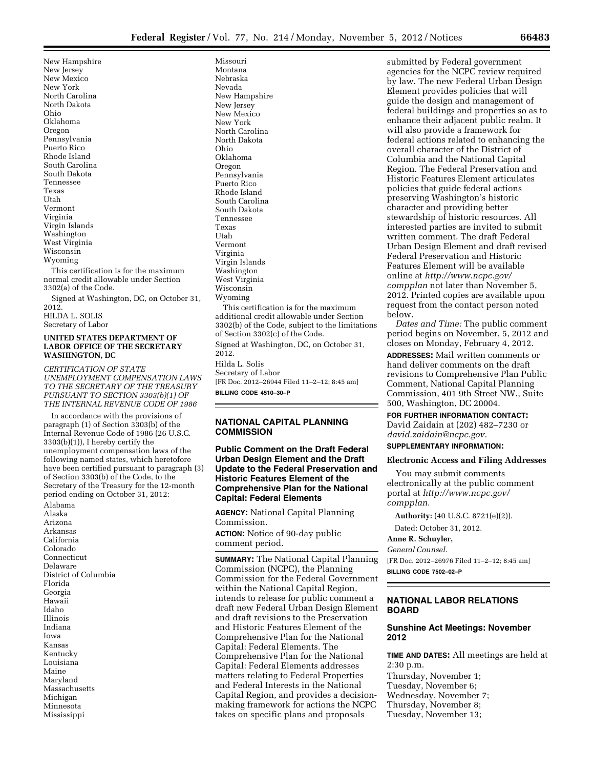New Hampshire
New Jersey
New Mexico
New York
North Carolina
North Dakota
Ohio
Oklahoma
Oregon
Pennsylvania
Puerto Rico
Rhode Island
South Carolina
South Dakota
Tennessee
Texas
Utah
Vermont
Virginia
Virgin Islands
Washington
West Virginia
Wisconsin
Wyoming

This certification is for the maximum normal credit allowable under Section 3302(a) of the Code.

Signed at Washington, DC, on October 31, 2012.

HILDA L. SOLIS
Secretary of Labor

**UNITED STATES DEPARTMENT OF LABOR OFFICE OF THE SECRETARY WASHINGTON, DC**

*CERTIFICATION OF STATE UNEMPLOYMENT COMPENSATION LAWS TO THE SECRETARY OF THE TREASURY PURSUANT TO SECTION 3303(b)(1) OF THE INTERNAL REVENUE CODE OF 1986*

In accordance with the provisions of paragraph (1) of Section 3303(b) of the Internal Revenue Code of 1986 (26 U.S.C. 3303(b)(1)), I hereby certify the unemployment compensation laws of the following named states, which heretofore have been certified pursuant to paragraph (3) of Section 3303(b) of the Code, to the Secretary of the Treasury for the 12-month period ending on October 31, 2012:

Alabama
Alaska
Arizona
Arkansas
California
Colorado
Connecticut
Delaware
District of Columbia
Florida
Georgia
Hawaii
Idaho
Illinois
Indiana
Iowa
Kansas
Kentucky
Louisiana
Maine
Maryland
Massachusetts
Michigan
Minnesota
Mississippi
Missouri
Montana
Nebraska
Nevada
New Hampshire
New Jersey
New Mexico
New York
North Carolina
North Dakota
Ohio
Oklahoma
Oregon
Pennsylvania
Puerto Rico
Rhode Island
South Carolina
South Dakota
Tennessee
Texas
Utah
Vermont
Virginia
Virgin Islands
Washington
West Virginia
Wisconsin
Wyoming

This certification is for the maximum additional credit allowable under Section 3302(b) of the Code, subject to the limitations of Section 3302(c) of the Code.

Signed at Washington, DC, on October 31, 2012.

Hilda L. Solis
Secretary of Labor

[FR Doc. 2012–26944 Filed 11–2–12; 8:45 am]

**BILLING CODE 4510–30–P**

## NATIONAL CAPITAL PLANNING COMMISSION

### Public Comment on the Draft Federal Urban Design Element and the Draft Update to the Federal Preservation and Historic Features Element of the Comprehensive Plan for the National Capital: Federal Elements

**AGENCY:** National Capital Planning Commission.

**ACTION:** Notice of 90-day public comment period.

**SUMMARY:** The National Capital Planning Commission (NCPC), the Planning Commission for the Federal Government within the National Capital Region, intends to release for public comment a draft new Federal Urban Design Element and draft revisions to the Preservation and Historic Features Element of the Comprehensive Plan for the National Capital: Federal Elements. The Comprehensive Plan for the National Capital: Federal Elements addresses matters relating to Federal Properties and Federal Interests in the National Capital Region, and provides a decision-making framework for actions the NCPC takes on specific plans and proposals submitted by Federal government agencies for the NCPC review required by law. The new Federal Urban Design Element provides policies that will guide the design and management of federal buildings and properties so as to enhance their adjacent public realm. It will also provide a framework for federal actions related to enhancing the overall character of the District of Columbia and the National Capital Region. The Federal Preservation and Historic Features Element articulates policies that guide federal actions preserving Washington's historic character and providing better stewardship of historic resources. All interested parties are invited to submit written comment. The draft Federal Urban Design Element and draft revised Federal Preservation and Historic Features Element will be available online at *http://www.ncpc.gov/compplan* not later than November 5, 2012. Printed copies are available upon request from the contact person noted below.

*Dates and Time:* The public comment period begins on November, 5, 2012 and closes on Monday, February 4, 2012.

**ADDRESSES:** Mail written comments or hand deliver comments on the draft revisions to Comprehensive Plan Public Comment, National Capital Planning Commission, 401 9th Street NW., Suite 500, Washington, DC 20004.

**FOR FURTHER INFORMATION CONTACT:** David Zaidain at (202) 482–7230 or *david.zaidain@ncpc.gov.*

**SUPPLEMENTARY INFORMATION:**

#### Electronic Access and Filing Addresses

You may submit comments electronically at the public comment portal at *http://www.ncpc.gov/compplan.*

**Authority:** (40 U.S.C. 8721(e)(2)).

Dated: October 31, 2012.

**Anne R. Schuyler,**
*General Counsel.*

[FR Doc. 2012–26976 Filed 11–2–12; 8:45 am]

**BILLING CODE 7502–02–P**

## NATIONAL LABOR RELATIONS BOARD

### Sunshine Act Meetings: November 2012

**TIME AND DATES:** All meetings are held at 2:30 p.m.

Thursday, November 1;
Tuesday, November 6;
Wednesday, November 7;
Thursday, November 8;
Tuesday, November 13;